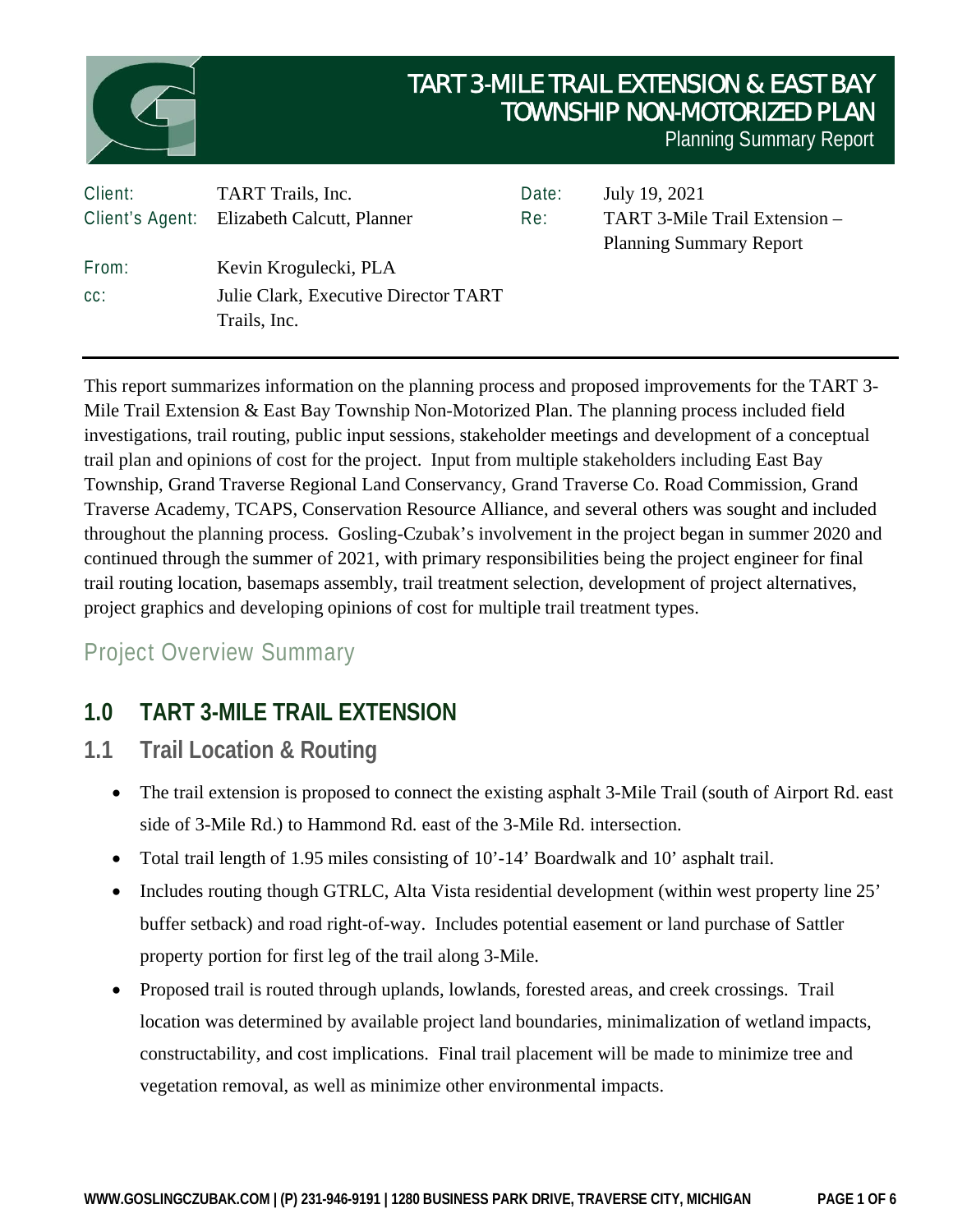# TART 3-MILE TRAIL EXTENSION & EAST BAY TOWNSHIP NON-MOTORIZED PLAN

Planning Summary Report

| | | | |
|---|---|---|---|
| Client: | TART Trails, Inc. | Date: | July 19, 2021 |
| Client's Agent: | Elizabeth Calcutt, Planner | Re: | TART 3-Mile Trail Extension – Planning Summary Report |
| From: | Kevin Krogulecki, PLA | | |
| cc: | Julie Clark, Executive Director TART Trails, Inc. | | |

This report summarizes information on the planning process and proposed improvements for the TART 3-Mile Trail Extension & East Bay Township Non-Motorized Plan. The planning process included field investigations, trail routing, public input sessions, stakeholder meetings and development of a conceptual trail plan and opinions of cost for the project. Input from multiple stakeholders including East Bay Township, Grand Traverse Regional Land Conservancy, Grand Traverse Co. Road Commission, Grand Traverse Academy, TCAPS, Conservation Resource Alliance, and several others was sought and included throughout the planning process. Gosling-Czubak's involvement in the project began in summer 2020 and continued through the summer of 2021, with primary responsibilities being the project engineer for final trail routing location, basemaps assembly, trail treatment selection, development of project alternatives, project graphics and developing opinions of cost for multiple trail treatment types.

## Project Overview Summary

## 1.0 TART 3-MILE TRAIL EXTENSION

### 1.1 Trail Location & Routing

- The trail extension is proposed to connect the existing asphalt 3-Mile Trail (south of Airport Rd. east side of 3-Mile Rd.) to Hammond Rd. east of the 3-Mile Rd. intersection.
- Total trail length of 1.95 miles consisting of 10'-14' Boardwalk and 10' asphalt trail.
- Includes routing though GTRLC, Alta Vista residential development (within west property line 25' buffer setback) and road right-of-way. Includes potential easement or land purchase of Sattler property portion for first leg of the trail along 3-Mile.
- Proposed trail is routed through uplands, lowlands, forested areas, and creek crossings. Trail location was determined by available project land boundaries, minimalization of wetland impacts, constructability, and cost implications. Final trail placement will be made to minimize tree and vegetation removal, as well as minimize other environmental impacts.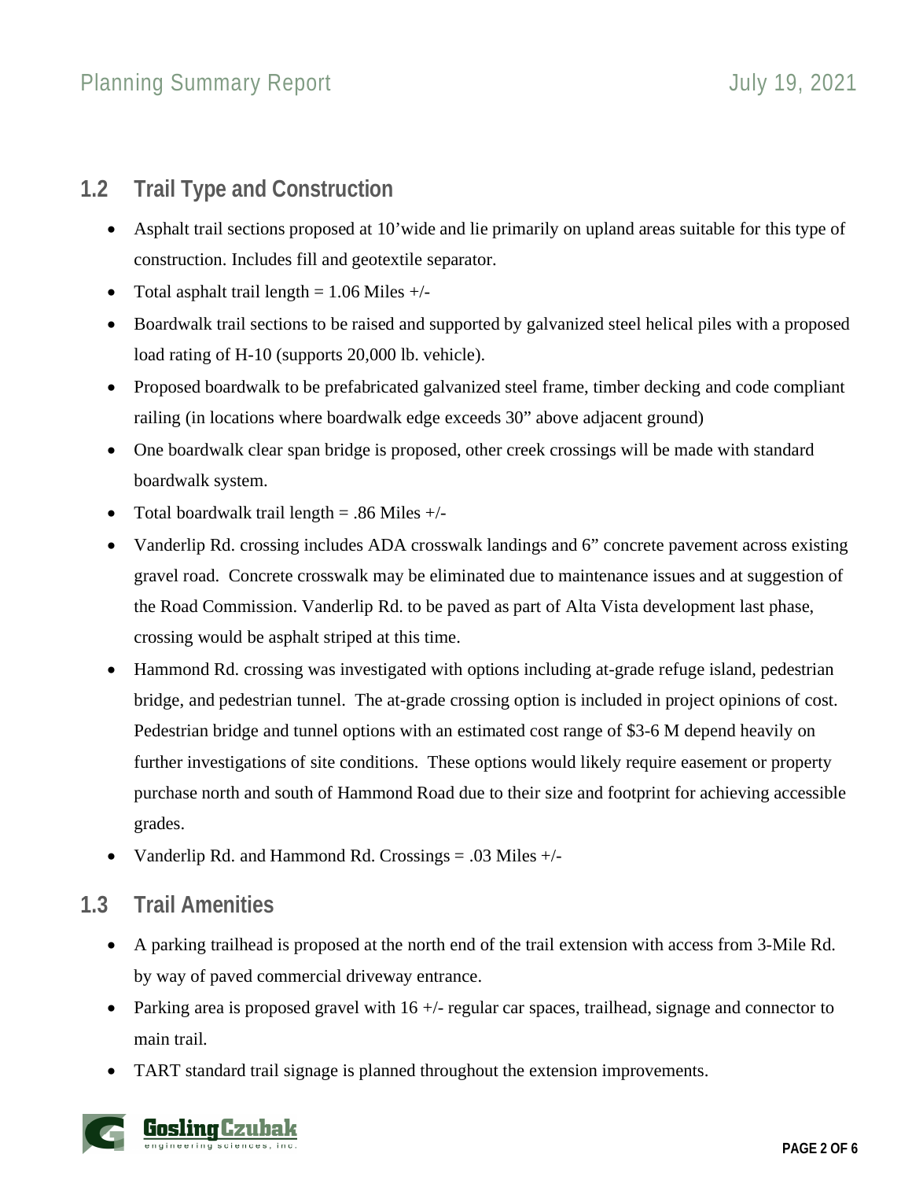## 1.2 Trail Type and Construction

- Asphalt trail sections proposed at 10'wide and lie primarily on upland areas suitable for this type of construction. Includes fill and geotextile separator.
- Total asphalt trail length = 1.06 Miles +/-
- Boardwalk trail sections to be raised and supported by galvanized steel helical piles with a proposed load rating of H-10 (supports 20,000 lb. vehicle).
- Proposed boardwalk to be prefabricated galvanized steel frame, timber decking and code compliant railing (in locations where boardwalk edge exceeds 30" above adjacent ground)
- One boardwalk clear span bridge is proposed, other creek crossings will be made with standard boardwalk system.
- Total boardwalk trail length = .86 Miles +/-
- Vanderlip Rd. crossing includes ADA crosswalk landings and 6" concrete pavement across existing gravel road. Concrete crosswalk may be eliminated due to maintenance issues and at suggestion of the Road Commission. Vanderlip Rd. to be paved as part of Alta Vista development last phase, crossing would be asphalt striped at this time.
- Hammond Rd. crossing was investigated with options including at-grade refuge island, pedestrian bridge, and pedestrian tunnel. The at-grade crossing option is included in project opinions of cost. Pedestrian bridge and tunnel options with an estimated cost range of $3-6 M depend heavily on further investigations of site conditions. These options would likely require easement or property purchase north and south of Hammond Road due to their size and footprint for achieving accessible grades.
- Vanderlip Rd. and Hammond Rd. Crossings = .03 Miles +/-

## 1.3 Trail Amenities

- A parking trailhead is proposed at the north end of the trail extension with access from 3-Mile Rd. by way of paved commercial driveway entrance.
- Parking area is proposed gravel with 16 +/- regular car spaces, trailhead, signage and connector to main trail.
- TART standard trail signage is planned throughout the extension improvements.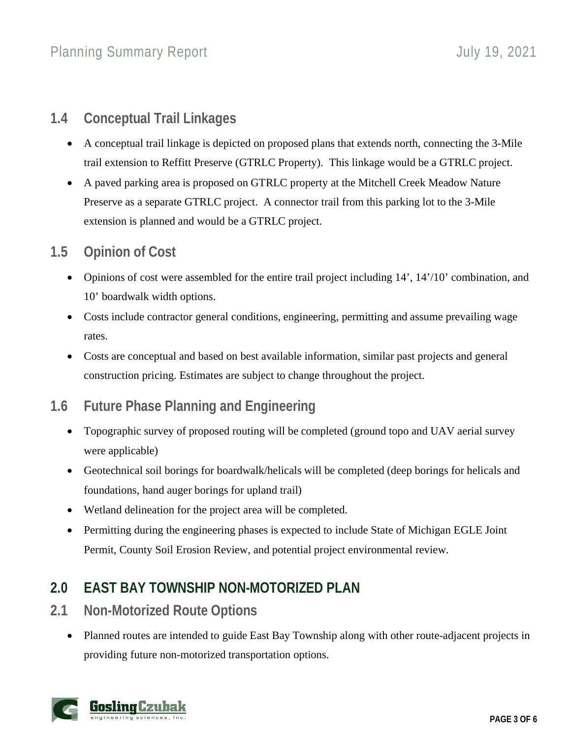### 1.4 Conceptual Trail Linkages

- A conceptual trail linkage is depicted on proposed plans that extends north, connecting the 3-Mile trail extension to Reffitt Preserve (GTRLC Property). This linkage would be a GTRLC project.
- A paved parking area is proposed on GTRLC property at the Mitchell Creek Meadow Nature Preserve as a separate GTRLC project. A connector trail from this parking lot to the 3-Mile extension is planned and would be a GTRLC project.

### 1.5 Opinion of Cost

- Opinions of cost were assembled for the entire trail project including 14', 14'/10' combination, and 10' boardwalk width options.
- Costs include contractor general conditions, engineering, permitting and assume prevailing wage rates.
- Costs are conceptual and based on best available information, similar past projects and general construction pricing. Estimates are subject to change throughout the project.

### 1.6 Future Phase Planning and Engineering

- Topographic survey of proposed routing will be completed (ground topo and UAV aerial survey were applicable)
- Geotechnical soil borings for boardwalk/helicals will be completed (deep borings for helicals and foundations, hand auger borings for upland trail)
- Wetland delineation for the project area will be completed.
- Permitting during the engineering phases is expected to include State of Michigan EGLE Joint Permit, County Soil Erosion Review, and potential project environmental review.

## 2.0 EAST BAY TOWNSHIP NON-MOTORIZED PLAN

### 2.1 Non-Motorized Route Options

- Planned routes are intended to guide East Bay Township along with other route-adjacent projects in providing future non-motorized transportation options.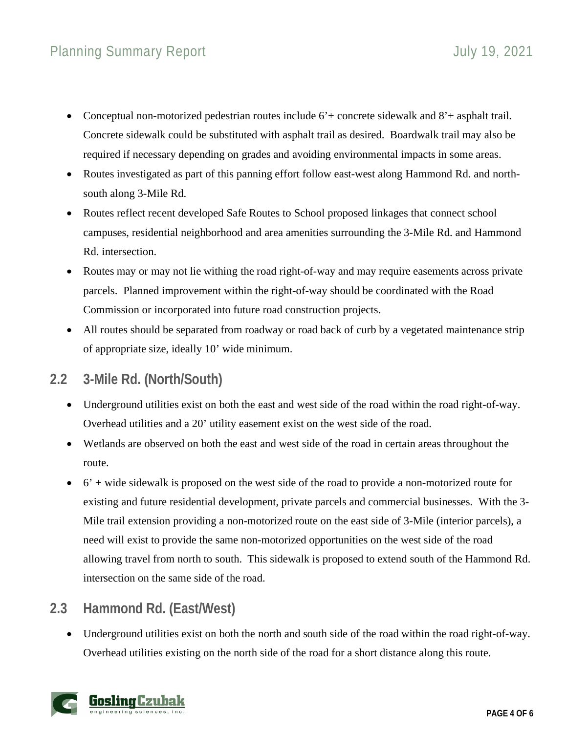- Conceptual non-motorized pedestrian routes include 6'+ concrete sidewalk and 8'+ asphalt trail. Concrete sidewalk could be substituted with asphalt trail as desired. Boardwalk trail may also be required if necessary depending on grades and avoiding environmental impacts in some areas.
- Routes investigated as part of this panning effort follow east-west along Hammond Rd. and north-south along 3-Mile Rd.
- Routes reflect recent developed Safe Routes to School proposed linkages that connect school campuses, residential neighborhood and area amenities surrounding the 3-Mile Rd. and Hammond Rd. intersection.
- Routes may or may not lie withing the road right-of-way and may require easements across private parcels. Planned improvement within the right-of-way should be coordinated with the Road Commission or incorporated into future road construction projects.
- All routes should be separated from roadway or road back of curb by a vegetated maintenance strip of appropriate size, ideally 10' wide minimum.

## 2.2 3-Mile Rd. (North/South)

- Underground utilities exist on both the east and west side of the road within the road right-of-way. Overhead utilities and a 20' utility easement exist on the west side of the road.
- Wetlands are observed on both the east and west side of the road in certain areas throughout the route.
- 6' + wide sidewalk is proposed on the west side of the road to provide a non-motorized route for existing and future residential development, private parcels and commercial businesses. With the 3-Mile trail extension providing a non-motorized route on the east side of 3-Mile (interior parcels), a need will exist to provide the same non-motorized opportunities on the west side of the road allowing travel from north to south. This sidewalk is proposed to extend south of the Hammond Rd. intersection on the same side of the road.

## 2.3 Hammond Rd. (East/West)

- Underground utilities exist on both the north and south side of the road within the road right-of-way. Overhead utilities existing on the north side of the road for a short distance along this route.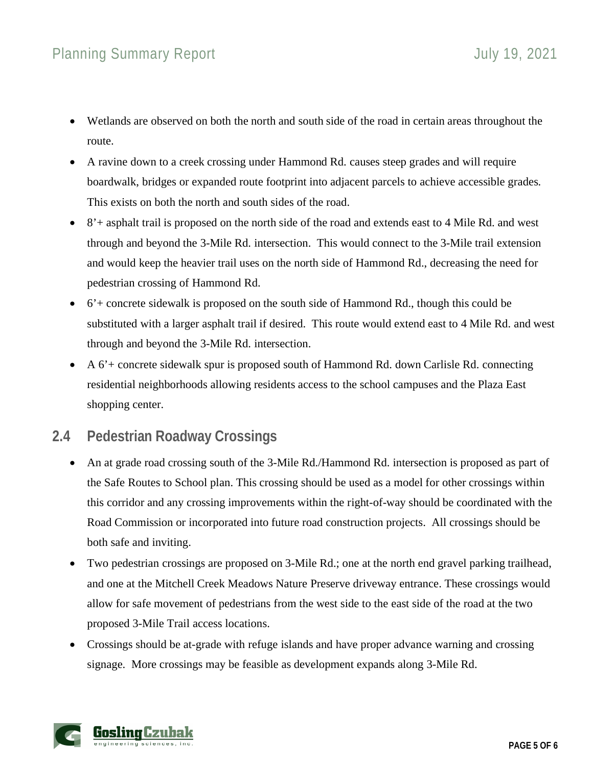- Wetlands are observed on both the north and south side of the road in certain areas throughout the route.
- A ravine down to a creek crossing under Hammond Rd. causes steep grades and will require boardwalk, bridges or expanded route footprint into adjacent parcels to achieve accessible grades. This exists on both the north and south sides of the road.
- 8'+ asphalt trail is proposed on the north side of the road and extends east to 4 Mile Rd. and west through and beyond the 3-Mile Rd. intersection. This would connect to the 3-Mile trail extension and would keep the heavier trail uses on the north side of Hammond Rd., decreasing the need for pedestrian crossing of Hammond Rd.
- 6'+ concrete sidewalk is proposed on the south side of Hammond Rd., though this could be substituted with a larger asphalt trail if desired. This route would extend east to 4 Mile Rd. and west through and beyond the 3-Mile Rd. intersection.
- A 6'+ concrete sidewalk spur is proposed south of Hammond Rd. down Carlisle Rd. connecting residential neighborhoods allowing residents access to the school campuses and the Plaza East shopping center.

## 2.4 Pedestrian Roadway Crossings

- An at grade road crossing south of the 3-Mile Rd./Hammond Rd. intersection is proposed as part of the Safe Routes to School plan. This crossing should be used as a model for other crossings within this corridor and any crossing improvements within the right-of-way should be coordinated with the Road Commission or incorporated into future road construction projects. All crossings should be both safe and inviting.
- Two pedestrian crossings are proposed on 3-Mile Rd.; one at the north end gravel parking trailhead, and one at the Mitchell Creek Meadows Nature Preserve driveway entrance. These crossings would allow for safe movement of pedestrians from the west side to the east side of the road at the two proposed 3-Mile Trail access locations.
- Crossings should be at-grade with refuge islands and have proper advance warning and crossing signage. More crossings may be feasible as development expands along 3-Mile Rd.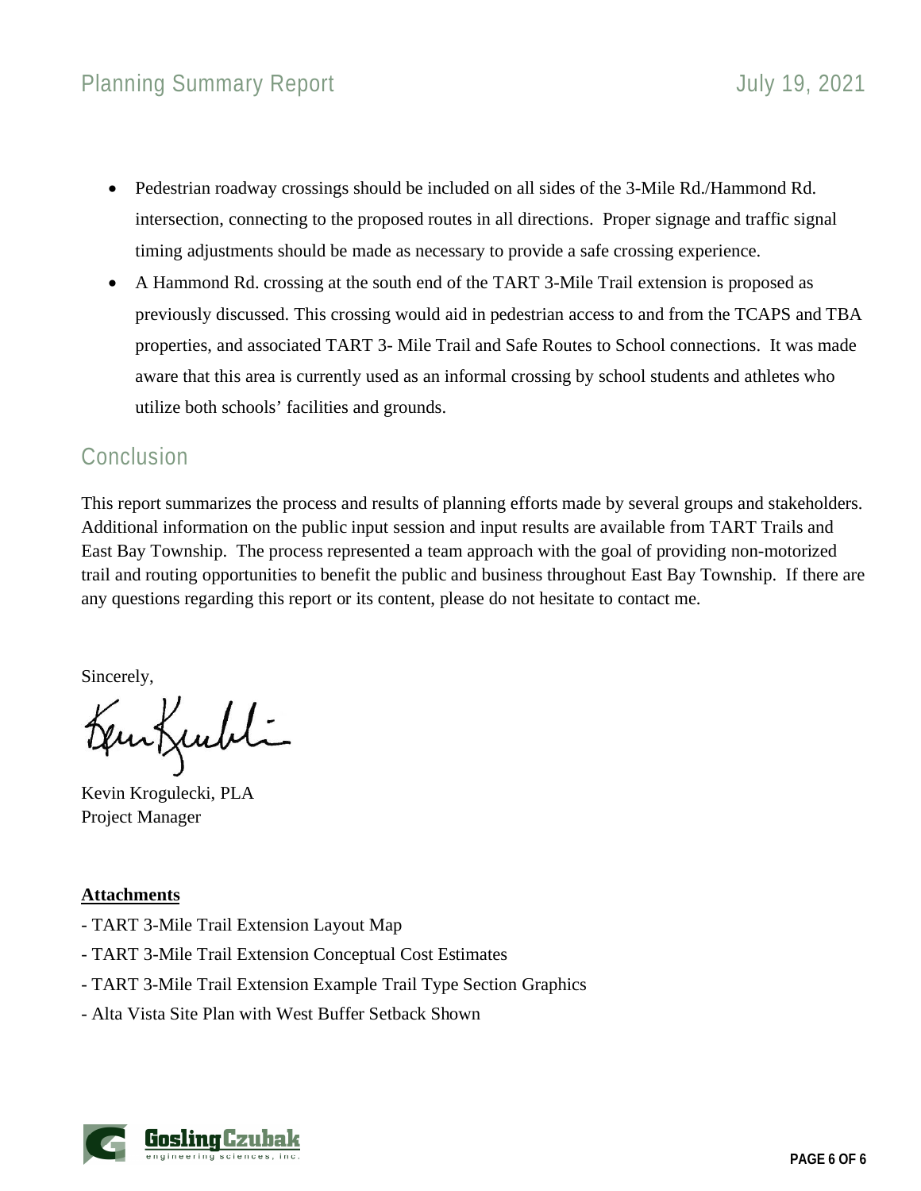- Pedestrian roadway crossings should be included on all sides of the 3-Mile Rd./Hammond Rd. intersection, connecting to the proposed routes in all directions. Proper signage and traffic signal timing adjustments should be made as necessary to provide a safe crossing experience.
- A Hammond Rd. crossing at the south end of the TART 3-Mile Trail extension is proposed as previously discussed. This crossing would aid in pedestrian access to and from the TCAPS and TBA properties, and associated TART 3- Mile Trail and Safe Routes to School connections. It was made aware that this area is currently used as an informal crossing by school students and athletes who utilize both schools' facilities and grounds.

## Conclusion

This report summarizes the process and results of planning efforts made by several groups and stakeholders. Additional information on the public input session and input results are available from TART Trails and East Bay Township. The process represented a team approach with the goal of providing non-motorized trail and routing opportunities to benefit the public and business throughout East Bay Township. If there are any questions regarding this report or its content, please do not hesitate to contact me.

Sincerely,

Kevin Krogulecki, PLA
Project Manager

**Attachments**

- TART 3-Mile Trail Extension Layout Map
- TART 3-Mile Trail Extension Conceptual Cost Estimates
- TART 3-Mile Trail Extension Example Trail Type Section Graphics
- Alta Vista Site Plan with West Buffer Setback Shown